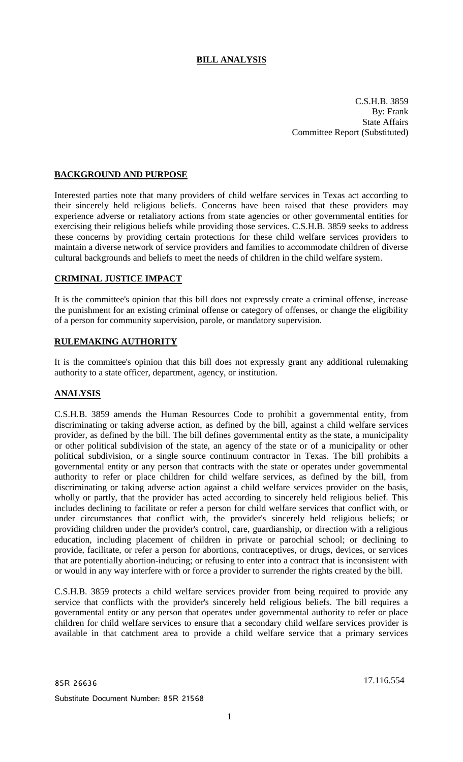# BILL ANALYSIS

C.S.H.B. 3859
By: Frank
State Affairs
Committee Report (Substituted)

## BACKGROUND AND PURPOSE

Interested parties note that many providers of child welfare services in Texas act according to their sincerely held religious beliefs. Concerns have been raised that these providers may experience adverse or retaliatory actions from state agencies or other governmental entities for exercising their religious beliefs while providing those services. C.S.H.B. 3859 seeks to address these concerns by providing certain protections for these child welfare services providers to maintain a diverse network of service providers and families to accommodate children of diverse cultural backgrounds and beliefs to meet the needs of children in the child welfare system.

## CRIMINAL JUSTICE IMPACT

It is the committee's opinion that this bill does not expressly create a criminal offense, increase the punishment for an existing criminal offense or category of offenses, or change the eligibility of a person for community supervision, parole, or mandatory supervision.

## RULEMAKING AUTHORITY

It is the committee's opinion that this bill does not expressly grant any additional rulemaking authority to a state officer, department, agency, or institution.

## ANALYSIS

C.S.H.B. 3859 amends the Human Resources Code to prohibit a governmental entity, from discriminating or taking adverse action, as defined by the bill, against a child welfare services provider, as defined by the bill. The bill defines governmental entity as the state, a municipality or other political subdivision of the state, an agency of the state or of a municipality or other political subdivision, or a single source continuum contractor in Texas. The bill prohibits a governmental entity or any person that contracts with the state or operates under governmental authority to refer or place children for child welfare services, as defined by the bill, from discriminating or taking adverse action against a child welfare services provider on the basis, wholly or partly, that the provider has acted according to sincerely held religious belief. This includes declining to facilitate or refer a person for child welfare services that conflict with, or under circumstances that conflict with, the provider's sincerely held religious beliefs; or providing children under the provider's control, care, guardianship, or direction with a religious education, including placement of children in private or parochial school; or declining to provide, facilitate, or refer a person for abortions, contraceptives, or drugs, devices, or services that are potentially abortion-inducing; or refusing to enter into a contract that is inconsistent with or would in any way interfere with or force a provider to surrender the rights created by the bill.

C.S.H.B. 3859 protects a child welfare services provider from being required to provide any service that conflicts with the provider's sincerely held religious beliefs. The bill requires a governmental entity or any person that operates under governmental authority to refer or place children for child welfare services to ensure that a secondary child welfare services provider is available in that catchment area to provide a child welfare service that a primary services

85R 26636 17.116.554

Substitute Document Number: 85R 21568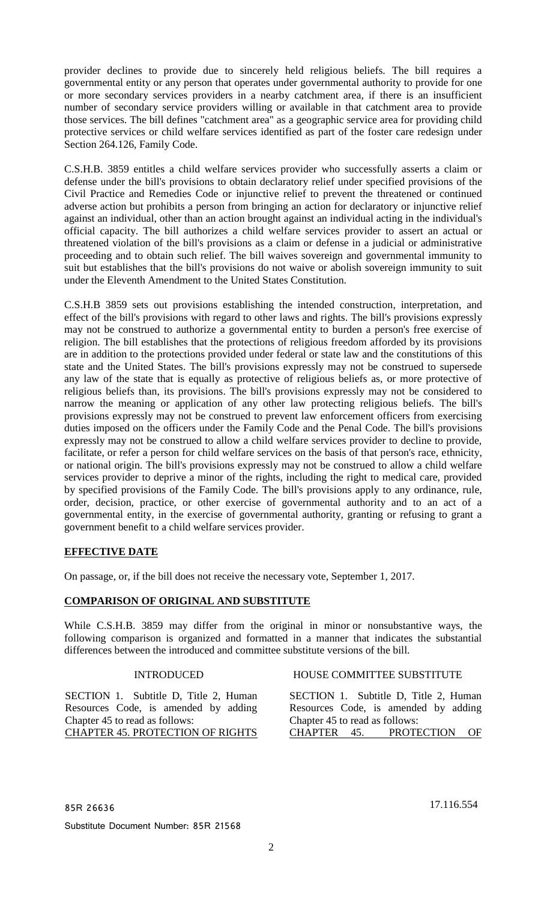provider declines to provide due to sincerely held religious beliefs. The bill requires a governmental entity or any person that operates under governmental authority to provide for one or more secondary services providers in a nearby catchment area, if there is an insufficient number of secondary service providers willing or available in that catchment area to provide those services. The bill defines "catchment area" as a geographic service area for providing child protective services or child welfare services identified as part of the foster care redesign under Section 264.126, Family Code.

C.S.H.B. 3859 entitles a child welfare services provider who successfully asserts a claim or defense under the bill's provisions to obtain declaratory relief under specified provisions of the Civil Practice and Remedies Code or injunctive relief to prevent the threatened or continued adverse action but prohibits a person from bringing an action for declaratory or injunctive relief against an individual, other than an action brought against an individual acting in the individual's official capacity. The bill authorizes a child welfare services provider to assert an actual or threatened violation of the bill's provisions as a claim or defense in a judicial or administrative proceeding and to obtain such relief. The bill waives sovereign and governmental immunity to suit but establishes that the bill's provisions do not waive or abolish sovereign immunity to suit under the Eleventh Amendment to the United States Constitution.

C.S.H.B 3859 sets out provisions establishing the intended construction, interpretation, and effect of the bill's provisions with regard to other laws and rights. The bill's provisions expressly may not be construed to authorize a governmental entity to burden a person's free exercise of religion. The bill establishes that the protections of religious freedom afforded by its provisions are in addition to the protections provided under federal or state law and the constitutions of this state and the United States. The bill's provisions expressly may not be construed to supersede any law of the state that is equally as protective of religious beliefs as, or more protective of religious beliefs than, its provisions. The bill's provisions expressly may not be considered to narrow the meaning or application of any other law protecting religious beliefs. The bill's provisions expressly may not be construed to prevent law enforcement officers from exercising duties imposed on the officers under the Family Code and the Penal Code. The bill's provisions expressly may not be construed to allow a child welfare services provider to decline to provide, facilitate, or refer a person for child welfare services on the basis of that person's race, ethnicity, or national origin. The bill's provisions expressly may not be construed to allow a child welfare services provider to deprive a minor of the rights, including the right to medical care, provided by specified provisions of the Family Code. The bill's provisions apply to any ordinance, rule, order, decision, practice, or other exercise of governmental authority and to an act of a governmental entity, in the exercise of governmental authority, granting or refusing to grant a government benefit to a child welfare services provider.

## EFFECTIVE DATE

On passage, or, if the bill does not receive the necessary vote, September 1, 2017.

## COMPARISON OF ORIGINAL AND SUBSTITUTE

While C.S.H.B. 3859 may differ from the original in minor or nonsubstantive ways, the following comparison is organized and formatted in a manner that indicates the substantial differences between the introduced and committee substitute versions of the bill.

| INTRODUCED | HOUSE COMMITTEE SUBSTITUTE |
| --- | --- |
| SECTION 1. Subtitle D, Title 2, Human Resources Code, is amended by adding Chapter 45 to read as follows: | SECTION 1. Subtitle D, Title 2, Human Resources Code, is amended by adding Chapter 45 to read as follows: |
| CHAPTER 45. PROTECTION OF RIGHTS | CHAPTER 45. PROTECTION OF |

85R 26636

17.116.554

Substitute Document Number: 85R 21568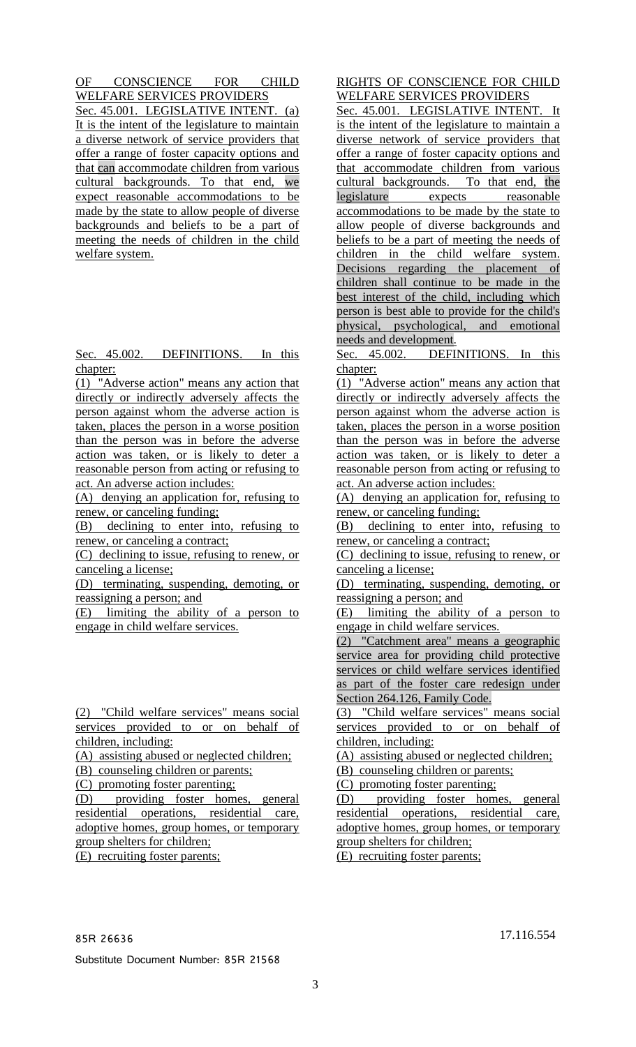| | |
|---|---|
| OF CONSCIENCE FOR CHILD WELFARE SERVICES PROVIDERS | RIGHTS OF CONSCIENCE FOR CHILD WELFARE SERVICES PROVIDERS |
| Sec. 45.001. LEGISLATIVE INTENT. (a) It is the intent of the legislature to maintain a diverse network of service providers that offer a range of foster capacity options and that can accommodate children from various cultural backgrounds. To that end, we expect reasonable accommodations to be made by the state to allow people of diverse backgrounds and beliefs to be a part of meeting the needs of children in the child welfare system. | Sec. 45.001. LEGISLATIVE INTENT. It is the intent of the legislature to maintain a diverse network of service providers that offer a range of foster capacity options and that accommodate children from various cultural backgrounds. To that end, the legislature expects reasonable accommodations to be made by the state to allow people of diverse backgrounds and beliefs to be a part of meeting the needs of children in the child welfare system. Decisions regarding the placement of children shall continue to be made in the best interest of the child, including which person is best able to provide for the child's physical, psychological, and emotional needs and development. |
| Sec. 45.002. DEFINITIONS. In this chapter: | Sec. 45.002. DEFINITIONS. In this chapter: |
| (1) "Adverse action" means any action that directly or indirectly adversely affects the person against whom the adverse action is taken, places the person in a worse position than the person was in before the adverse action was taken, or is likely to deter a reasonable person from acting or refusing to act. An adverse action includes: | (1) "Adverse action" means any action that directly or indirectly adversely affects the person against whom the adverse action is taken, places the person in a worse position than the person was in before the adverse action was taken, or is likely to deter a reasonable person from acting or refusing to act. An adverse action includes: |
| (A) denying an application for, refusing to renew, or canceling funding; | (A) denying an application for, refusing to renew, or canceling funding; |
| (B) declining to enter into, refusing to renew, or canceling a contract; | (B) declining to enter into, refusing to renew, or canceling a contract; |
| (C) declining to issue, refusing to renew, or canceling a license; | (C) declining to issue, refusing to renew, or canceling a license; |
| (D) terminating, suspending, demoting, or reassigning a person; and | (D) terminating, suspending, demoting, or reassigning a person; and |
| (E) limiting the ability of a person to engage in child welfare services. | (E) limiting the ability of a person to engage in child welfare services. |
| | (2) "Catchment area" means a geographic service area for providing child protective services or child welfare services identified as part of the foster care redesign under Section 264.126, Family Code. |
| (2) "Child welfare services" means social services provided to or on behalf of children, including: | (3) "Child welfare services" means social services provided to or on behalf of children, including: |
| (A) assisting abused or neglected children; | (A) assisting abused or neglected children; |
| (B) counseling children or parents; | (B) counseling children or parents; |
| (C) promoting foster parenting; | (C) promoting foster parenting; |
| (D) providing foster homes, general residential operations, residential care, adoptive homes, group homes, or temporary group shelters for children; | (D) providing foster homes, general residential operations, residential care, adoptive homes, group homes, or temporary group shelters for children; |
| (E) recruiting foster parents; | (E) recruiting foster parents; |

85R 26636

Substitute Document Number: 85R 21568

17.116.554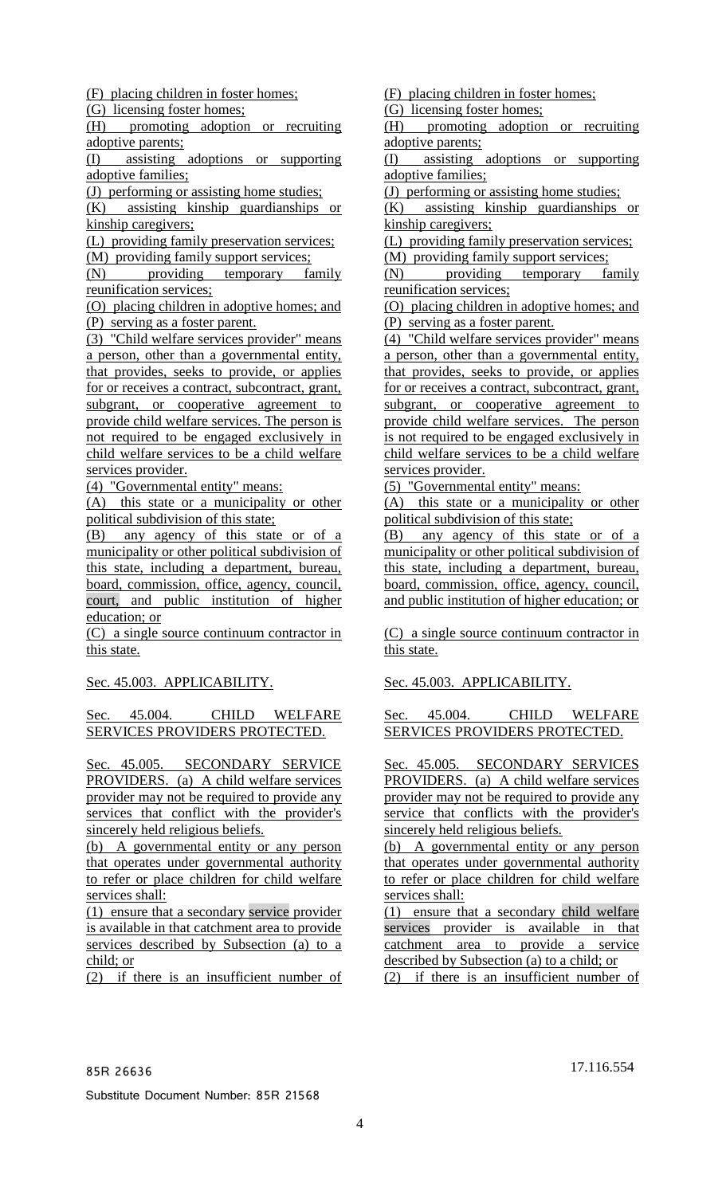| | |
|---|---|
| (F) placing children in foster homes; | (F) placing children in foster homes; |
| (G) licensing foster homes; | (G) licensing foster homes; |
| (H) promoting adoption or recruiting adoptive parents; | (H) promoting adoption or recruiting adoptive parents; |
| (I) assisting adoptions or supporting adoptive families; | (I) assisting adoptions or supporting adoptive families; |
| (J) performing or assisting home studies; | (J) performing or assisting home studies; |
| (K) assisting kinship guardianships or kinship caregivers; | (K) assisting kinship guardianships or kinship caregivers; |
| (L) providing family preservation services; | (L) providing family preservation services; |
| (M) providing family support services; | (M) providing family support services; |
| (N) providing temporary family reunification services; | (N) providing temporary family reunification services; |
| (O) placing children in adoptive homes; and | (O) placing children in adoptive homes; and |
| (P) serving as a foster parent. | (P) serving as a foster parent. |
| (3) "Child welfare services provider" means a person, other than a governmental entity, that provides, seeks to provide, or applies for or receives a contract, subcontract, grant, subgrant, or cooperative agreement to provide child welfare services. The person is not required to be engaged exclusively in child welfare services to be a child welfare services provider. | (4) "Child welfare services provider" means a person, other than a governmental entity, that provides, seeks to provide, or applies for or receives a contract, subcontract, grant, subgrant, or cooperative agreement to provide child welfare services. The person is not required to be engaged exclusively in child welfare services to be a child welfare services provider. |
| (4) "Governmental entity" means: | (5) "Governmental entity" means: |
| (A) this state or a municipality or other political subdivision of this state; | (A) this state or a municipality or other political subdivision of this state; |
| (B) any agency of this state or of a municipality or other political subdivision of this state, including a department, bureau, board, commission, office, agency, council, court, and public institution of higher education; or | (B) any agency of this state or of a municipality or other political subdivision of this state, including a department, bureau, board, commission, office, agency, council, and public institution of higher education; or |
| (C) a single source continuum contractor in this state. | (C) a single source continuum contractor in this state. |
| Sec. 45.003. APPLICABILITY. | Sec. 45.003. APPLICABILITY. |
| Sec. 45.004. CHILD WELFARE SERVICES PROVIDERS PROTECTED. | Sec. 45.004. CHILD WELFARE SERVICES PROVIDERS PROTECTED. |
| Sec. 45.005. SECONDARY SERVICE PROVIDERS. (a) A child welfare services provider may not be required to provide any services that conflict with the provider's sincerely held religious beliefs. | Sec. 45.005. SECONDARY SERVICES PROVIDERS. (a) A child welfare services provider may not be required to provide any service that conflicts with the provider's sincerely held religious beliefs. |
| (b) A governmental entity or any person that operates under governmental authority to refer or place children for child welfare services shall: | (b) A governmental entity or any person that operates under governmental authority to refer or place children for child welfare services shall: |
| (1) ensure that a secondary service provider is available in that catchment area to provide services described by Subsection (a) to a child; or | (1) ensure that a secondary child welfare services provider is available in that catchment area to provide a service described by Subsection (a) to a child; or |
| (2) if there is an insufficient number of | (2) if there is an insufficient number of |

85R 26636 17.116.554

Substitute Document Number: 85R 21568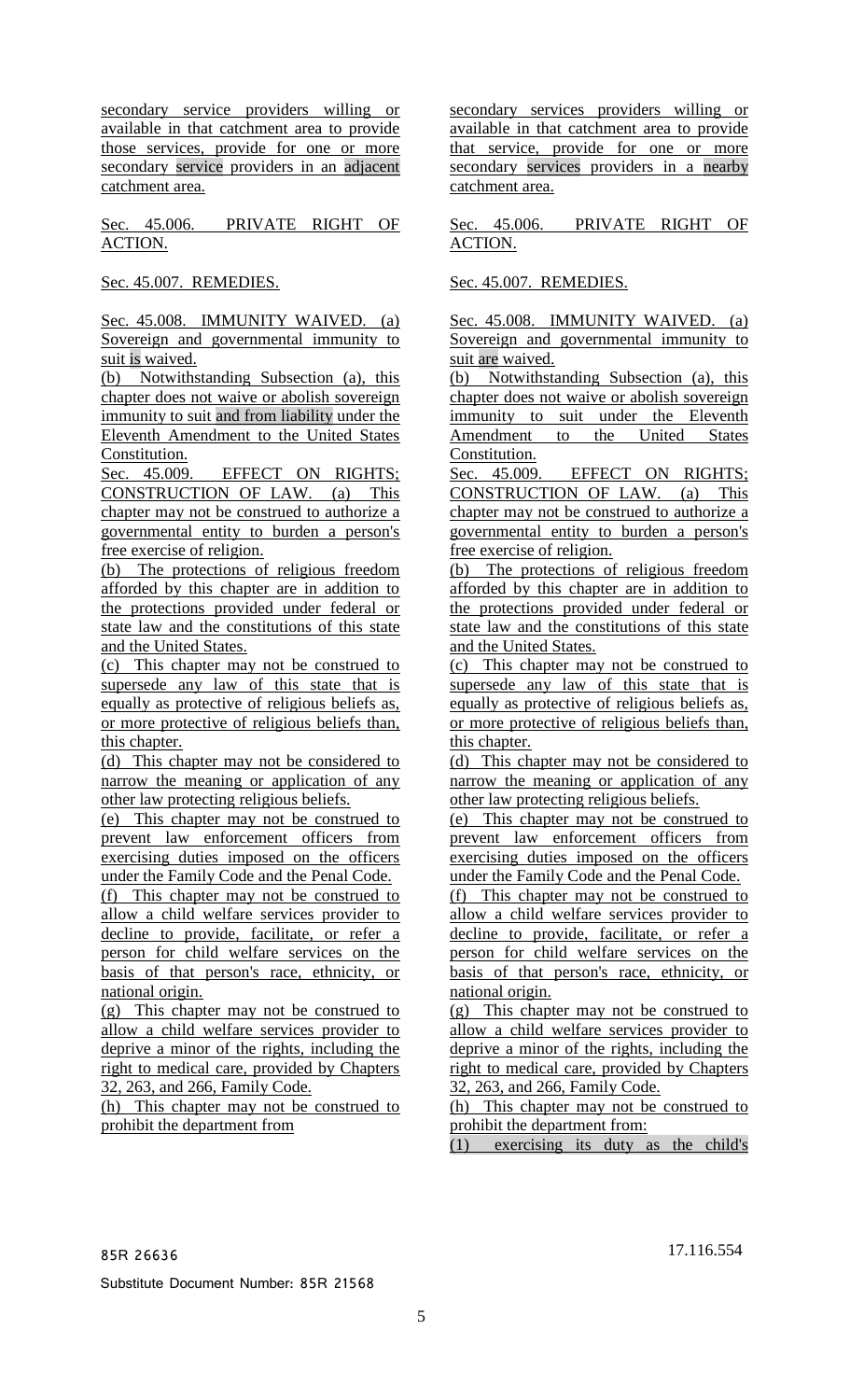secondary service providers willing or available in that catchment area to provide those services, provide for one or more secondary service providers in an adjacent catchment area.

Sec. 45.006. PRIVATE RIGHT OF ACTION.

Sec. 45.007. REMEDIES.

Sec. 45.008. IMMUNITY WAIVED. (a) Sovereign and governmental immunity to suit is waived.

(b) Notwithstanding Subsection (a), this chapter does not waive or abolish sovereign immunity to suit and from liability under the Eleventh Amendment to the United States Constitution.

Sec. 45.009. EFFECT ON RIGHTS; CONSTRUCTION OF LAW. (a) This chapter may not be construed to authorize a governmental entity to burden a person's free exercise of religion.

(b) The protections of religious freedom afforded by this chapter are in addition to the protections provided under federal or state law and the constitutions of this state and the United States.

(c) This chapter may not be construed to supersede any law of this state that is equally as protective of religious beliefs as, or more protective of religious beliefs than, this chapter.

(d) This chapter may not be considered to narrow the meaning or application of any other law protecting religious beliefs.

(e) This chapter may not be construed to prevent law enforcement officers from exercising duties imposed on the officers under the Family Code and the Penal Code.

(f) This chapter may not be construed to allow a child welfare services provider to decline to provide, facilitate, or refer a person for child welfare services on the basis of that person's race, ethnicity, or national origin.

(g) This chapter may not be construed to allow a child welfare services provider to deprive a minor of the rights, including the right to medical care, provided by Chapters 32, 263, and 266, Family Code.

(h) This chapter may not be construed to prohibit the department from

secondary services providers willing or available in that catchment area to provide that service, provide for one or more secondary services providers in a nearby catchment area.

Sec. 45.006. PRIVATE RIGHT OF ACTION.

Sec. 45.007. REMEDIES.

Sec. 45.008. IMMUNITY WAIVED. (a) Sovereign and governmental immunity to suit are waived.

(b) Notwithstanding Subsection (a), this chapter does not waive or abolish sovereign immunity to suit under the Eleventh Amendment to the United States Constitution.

Sec. 45.009. EFFECT ON RIGHTS; CONSTRUCTION OF LAW. (a) This chapter may not be construed to authorize a governmental entity to burden a person's free exercise of religion.

(b) The protections of religious freedom afforded by this chapter are in addition to the protections provided under federal or state law and the constitutions of this state and the United States.

(c) This chapter may not be construed to supersede any law of this state that is equally as protective of religious beliefs as, or more protective of religious beliefs than, this chapter.

(d) This chapter may not be considered to narrow the meaning or application of any other law protecting religious beliefs.

(e) This chapter may not be construed to prevent law enforcement officers from exercising duties imposed on the officers under the Family Code and the Penal Code.

(f) This chapter may not be construed to allow a child welfare services provider to decline to provide, facilitate, or refer a person for child welfare services on the basis of that person's race, ethnicity, or national origin.

(g) This chapter may not be construed to allow a child welfare services provider to deprive a minor of the rights, including the right to medical care, provided by Chapters 32, 263, and 266, Family Code.

(h) This chapter may not be construed to prohibit the department from:

(1) exercising its duty as the child's

85R 26636

17.116.554

Substitute Document Number: 85R 21568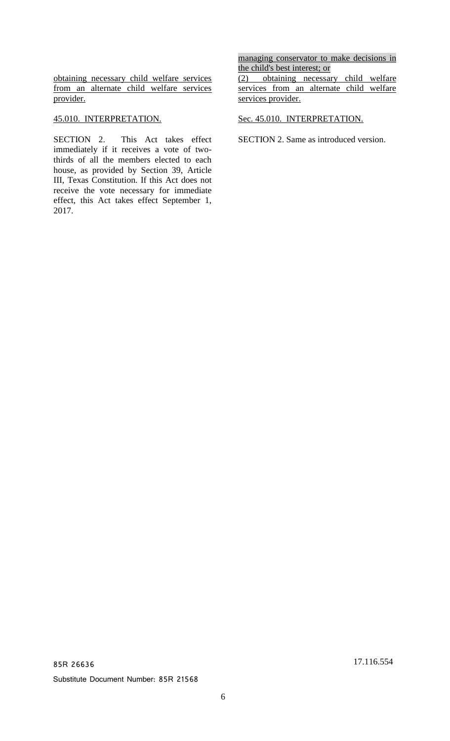| | |
|---|---|
| | managing conservator to make decisions in the child's best interest; or |
| obtaining necessary child welfare services from an alternate child welfare services provider. | (2) obtaining necessary child welfare services from an alternate child welfare services provider. |
| 45.010. INTERPRETATION. | Sec. 45.010. INTERPRETATION. |
| SECTION 2. This Act takes effect immediately if it receives a vote of two-thirds of all the members elected to each house, as provided by Section 39, Article III, Texas Constitution. If this Act does not receive the vote necessary for immediate effect, this Act takes effect September 1, 2017. | SECTION 2. Same as introduced version. |

85R 26636

17.116.554

Substitute Document Number: 85R 21568